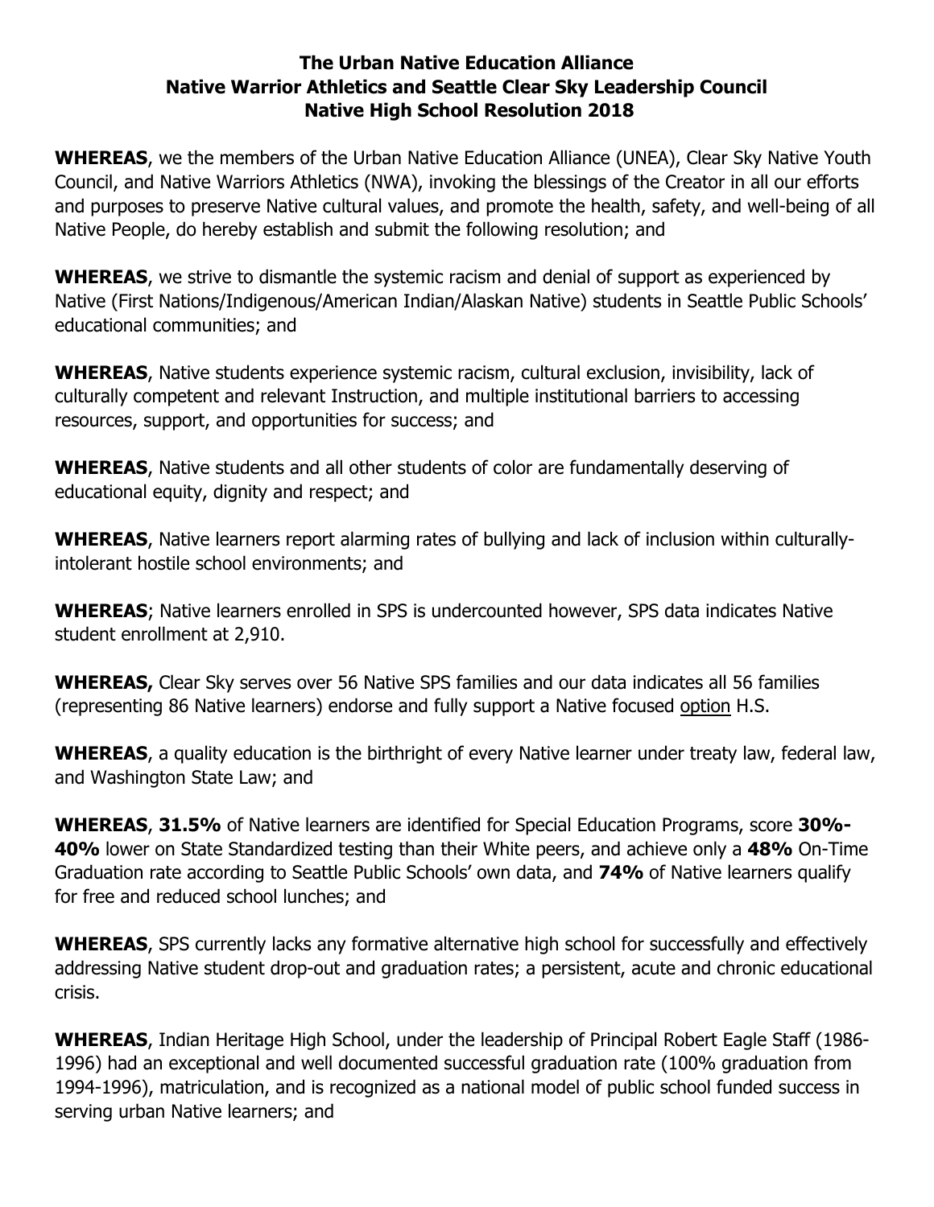# The Urban Native Education Alliance
## Native Warrior Athletics and Seattle Clear Sky Leadership Council
## Native High School Resolution 2018

**WHEREAS**, we the members of the Urban Native Education Alliance (UNEA), Clear Sky Native Youth Council, and Native Warriors Athletics (NWA), invoking the blessings of the Creator in all our efforts and purposes to preserve Native cultural values, and promote the health, safety, and well-being of all Native People, do hereby establish and submit the following resolution; and

**WHEREAS**, we strive to dismantle the systemic racism and denial of support as experienced by Native (First Nations/Indigenous/American Indian/Alaskan Native) students in Seattle Public Schools' educational communities; and

**WHEREAS**, Native students experience systemic racism, cultural exclusion, invisibility, lack of culturally competent and relevant Instruction, and multiple institutional barriers to accessing resources, support, and opportunities for success; and

**WHEREAS**, Native students and all other students of color are fundamentally deserving of educational equity, dignity and respect; and

**WHEREAS**, Native learners report alarming rates of bullying and lack of inclusion within culturally-intolerant hostile school environments; and

**WHEREAS**; Native learners enrolled in SPS is undercounted however, SPS data indicates Native student enrollment at 2,910.

**WHEREAS,** Clear Sky serves over 56 Native SPS families and our data indicates all 56 families (representing 86 Native learners) endorse and fully support a Native focused <u>option</u> H.S.

**WHEREAS**, a quality education is the birthright of every Native learner under treaty law, federal law, and Washington State Law; and

**WHEREAS**, **31.5%** of Native learners are identified for Special Education Programs, score **30%-40%** lower on State Standardized testing than their White peers, and achieve only a **48%** On-Time Graduation rate according to Seattle Public Schools' own data, and **74%** of Native learners qualify for free and reduced school lunches; and

**WHEREAS**, SPS currently lacks any formative alternative high school for successfully and effectively addressing Native student drop-out and graduation rates; a persistent, acute and chronic educational crisis.

**WHEREAS**, Indian Heritage High School, under the leadership of Principal Robert Eagle Staff (1986-1996) had an exceptional and well documented successful graduation rate (100% graduation from 1994-1996), matriculation, and is recognized as a national model of public school funded success in serving urban Native learners; and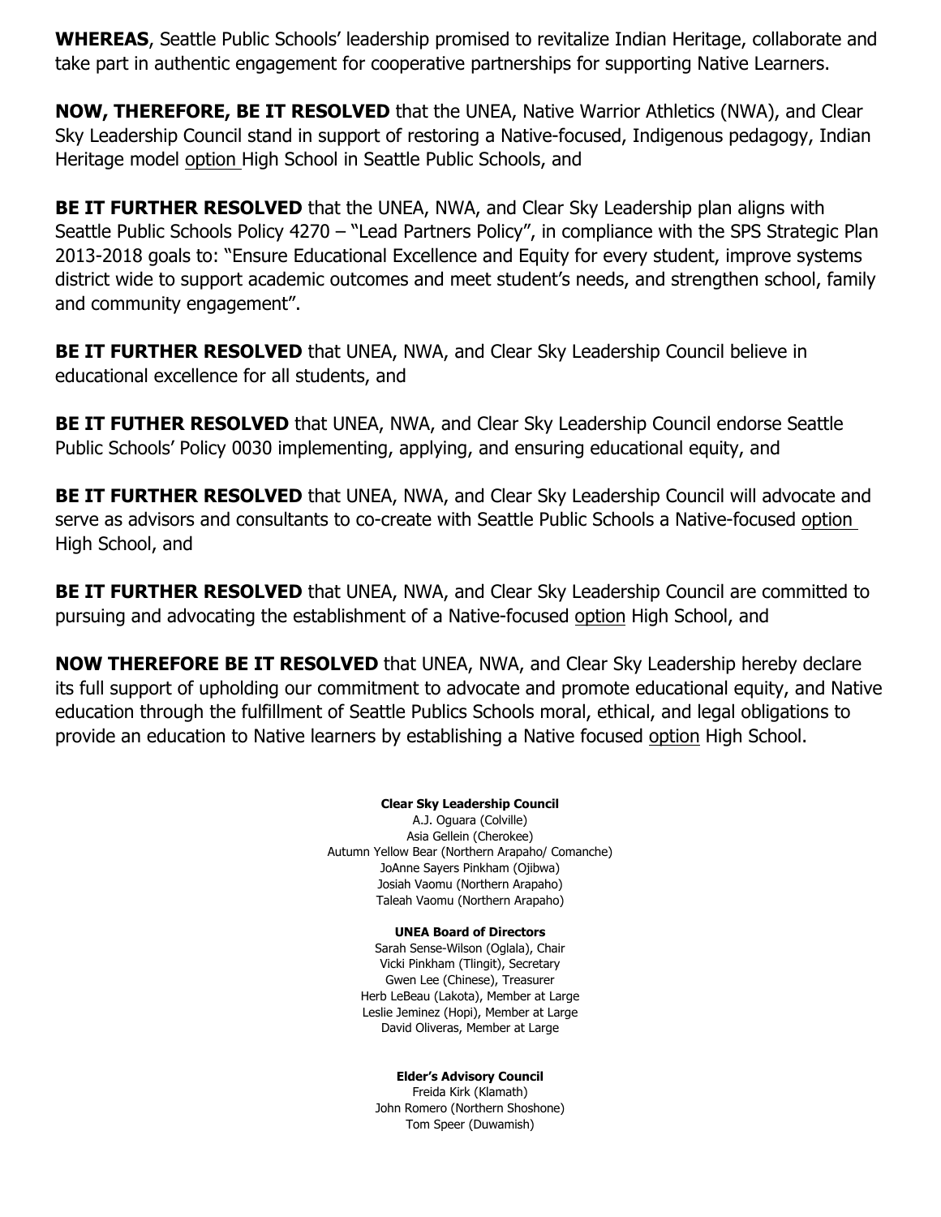**WHEREAS**, Seattle Public Schools' leadership promised to revitalize Indian Heritage, collaborate and take part in authentic engagement for cooperative partnerships for supporting Native Learners.

**NOW, THEREFORE, BE IT RESOLVED** that the UNEA, Native Warrior Athletics (NWA), and Clear Sky Leadership Council stand in support of restoring a Native-focused, Indigenous pedagogy, Indian Heritage model <u>option</u> High School in Seattle Public Schools, and

**BE IT FURTHER RESOLVED** that the UNEA, NWA, and Clear Sky Leadership plan aligns with Seattle Public Schools Policy 4270 – "Lead Partners Policy", in compliance with the SPS Strategic Plan 2013-2018 goals to: "Ensure Educational Excellence and Equity for every student, improve systems district wide to support academic outcomes and meet student's needs, and strengthen school, family and community engagement".

**BE IT FURTHER RESOLVED** that UNEA, NWA, and Clear Sky Leadership Council believe in educational excellence for all students, and

**BE IT FUTHER RESOLVED** that UNEA, NWA, and Clear Sky Leadership Council endorse Seattle Public Schools' Policy 0030 implementing, applying, and ensuring educational equity, and

**BE IT FURTHER RESOLVED** that UNEA, NWA, and Clear Sky Leadership Council will advocate and serve as advisors and consultants to co-create with Seattle Public Schools a Native-focused <u>option</u> High School, and

**BE IT FURTHER RESOLVED** that UNEA, NWA, and Clear Sky Leadership Council are committed to pursuing and advocating the establishment of a Native-focused <u>option</u> High School, and

**NOW THEREFORE BE IT RESOLVED** that UNEA, NWA, and Clear Sky Leadership hereby declare its full support of upholding our commitment to advocate and promote educational equity, and Native education through the fulfillment of Seattle Publics Schools moral, ethical, and legal obligations to provide an education to Native learners by establishing a Native focused <u>option</u> High School.

**Clear Sky Leadership Council**
A.J. Oguara (Colville)
Asia Gellein (Cherokee)
Autumn Yellow Bear (Northern Arapaho/ Comanche)
JoAnne Sayers Pinkham (Ojibwa)
Josiah Vaomu (Northern Arapaho)
Taleah Vaomu (Northern Arapaho)

**UNEA Board of Directors**
Sarah Sense-Wilson (Oglala), Chair
Vicki Pinkham (Tlingit), Secretary
Gwen Lee (Chinese), Treasurer
Herb LeBeau (Lakota), Member at Large
Leslie Jeminez (Hopi), Member at Large
David Oliveras, Member at Large

**Elder's Advisory Council**
Freida Kirk (Klamath)
John Romero (Northern Shoshone)
Tom Speer (Duwamish)